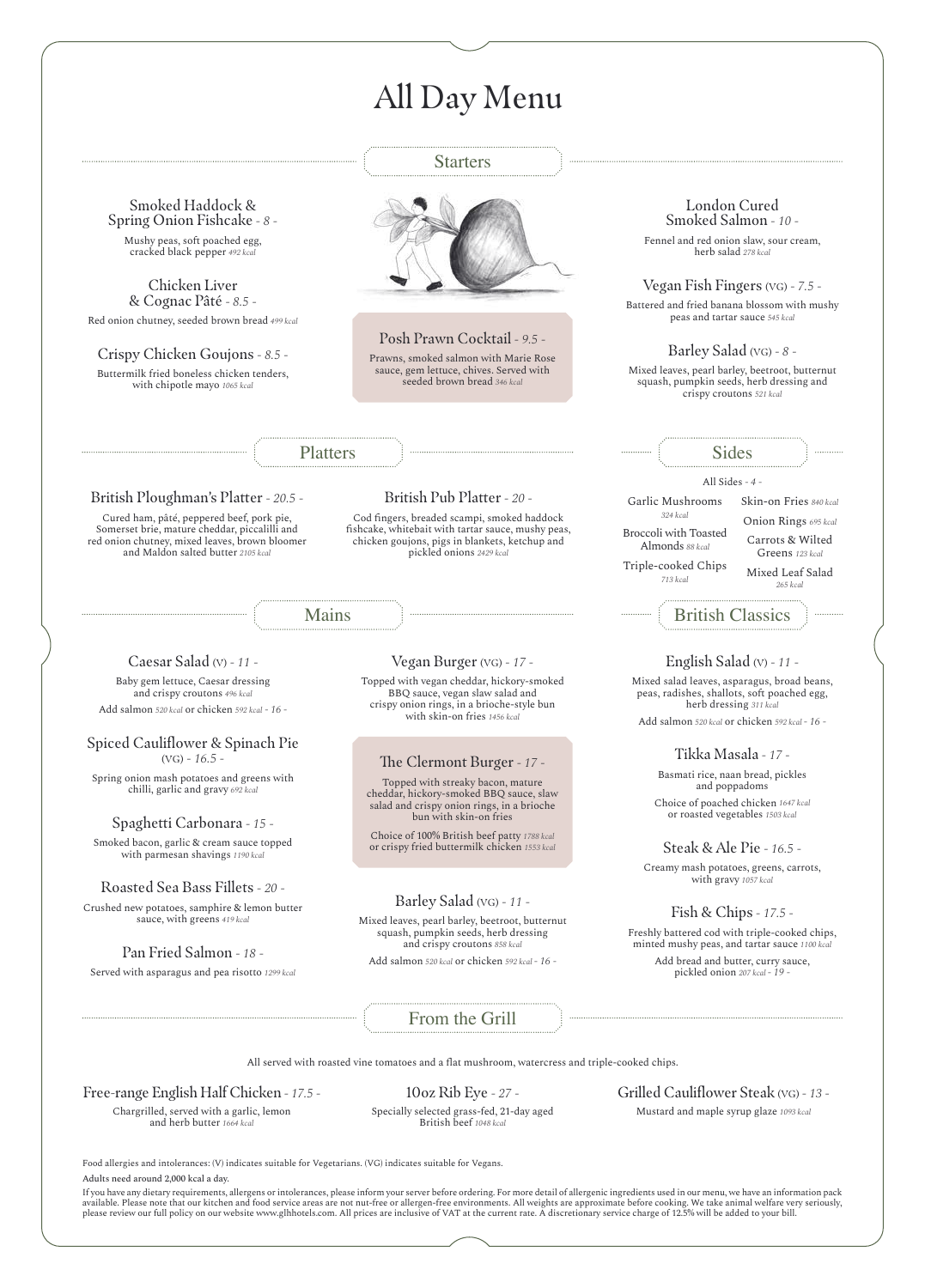# All Day Menu

## Starters

### Smoked Haddock & Spring Onion Fishcake - *8* -

Mushy peas, soft poached egg, cracked black pepper *492 kcal*

### Chicken Liver & Cognac Pâté - *8.5* -

Red onion chutney, seeded brown bread *499 kcal*

### Crispy Chicken Goujons - *8.5* -

Buttermilk fried boneless chicken tenders, with chipotle mayo *1065 kcal*

### Posh Prawn Cocktail - *9.5* -

Prawns, smoked salmon with Marie Rose sauce, gem lettuce, chives. Served with seeded brown bread *346 kcal*

### London Cured Smoked Salmon - *10* -

Fennel and red onion slaw, sour cream, herb salad *278 kcal*

### Vegan Fish Fingers (VG) - *7.5* -

Battered and fried banana blossom with mushy peas and tartar sauce *545 kcal*

### Barley Salad (VG) - *8* -

Mixed leaves, pearl barley, beetroot, butternut squash, pumpkin seeds, herb dressing and crispy croutons *521 kcal*

## Platters

### British Ploughman's Platter - *20.5* -

Cured ham, pâté, peppered beef, pork pie, Somerset brie, mature cheddar, piccalilli and red onion chutney, mixed leaves, brown bloomer and Maldon salted butter *2105 kcal*

### British Pub Platter - *20* -

Cod fingers, breaded scampi, smoked haddock fishcake, whitebait with tartar sauce, mushy peas, chicken goujons, pigs in blankets, ketchup and pickled onions *2429 kcal*

## Sides

All Sides - *4* -

- Garlic Mushrooms *324 kcal*
- Broccoli with Toasted Almonds *88 kcal*
- Triple-cooked Chips *713 kcal*
- Skin-on Fries *840 kcal*
- Onion Rings *695 kcal*
- Carrots & Wilted Greens *123 kcal*
- Mixed Leaf Salad *265 kcal*

## Mains

### Caesar Salad (V) - *11* -

Baby gem lettuce, Caesar dressing and crispy croutons *496 kcal*

Add salmon *520 kcal* or chicken *592 kcal* - *16* -

### Spiced Cauliflower & Spinach Pie (VG) - *16.5* -

Spring onion mash potatoes and greens with chilli, garlic and gravy *692 kcal*

### Spaghetti Carbonara - *15* -

Smoked bacon, garlic & cream sauce topped with parmesan shavings *1190 kcal*

### Roasted Sea Bass Fillets - *20* -

Crushed new potatoes, samphire & lemon butter sauce, with greens *419 kcal*

### Pan Fried Salmon - *18* -

Served with asparagus and pea risotto *1299 kcal*

### Vegan Burger (VG) - *17* -

Topped with vegan cheddar, hickory-smoked BBQ sauce, vegan slaw salad and crispy onion rings, in a brioche-style bun with skin-on fries *1456 kcal*

### The Clermont Burger - *17* -

Topped with streaky bacon, mature cheddar, hickory-smoked BBQ sauce, slaw salad and crispy onion rings, in a brioche bun with skin-on fries

Choice of 100% British beef patty *1788 kcal* or crispy fried buttermilk chicken *1553 kcal*

### Barley Salad (VG) - *11* -

Mixed leaves, pearl barley, beetroot, butternut squash, pumpkin seeds, herb dressing and crispy croutons *858 kcal*

Add salmon *520 kcal* or chicken *592 kcal* - *16* -

## British Classics

### English Salad (V) - *11* -

Mixed salad leaves, asparagus, broad beans, peas, radishes, shallots, soft poached egg, herb dressing *311 kcal*

Add salmon *520 kcal* or chicken *592 kcal* - *16* -

### Tikka Masala - *17* -

Basmati rice, naan bread, pickles and poppadoms

Choice of poached chicken *1647 kcal* or roasted vegetables *1503 kcal*

### Steak & Ale Pie - *16.5* -

Creamy mash potatoes, greens, carrots, with gravy *1057 kcal*

### Fish & Chips - *17.5* -

Freshly battered cod with triple-cooked chips, minted mushy peas, and tartar sauce *1100 kcal*

Add bread and butter, curry sauce, pickled onion *207 kcal* - *19* -

## From the Grill

All served with roasted vine tomatoes and a flat mushroom, watercress and triple-cooked chips.

### Free-range English Half Chicken - *17.5* -

Chargrilled, served with a garlic, lemon and herb butter *1664 kcal*

### 10oz Rib Eye - *27* -

Specially selected grass-fed, 21-day aged British beef *1048 kcal*

### Grilled Cauliflower Steak (VG) - *13* -

Mustard and maple syrup glaze *1093 kcal*

---

Food allergies and intolerances: (V) indicates suitable for Vegetarians. (VG) indicates suitable for Vegans.

Adults need around 2,000 kcal a day.

If you have any dietary requirements, allergens or intolerances, please inform your server before ordering. For more detail of allergenic ingredients used in our menu, we have an information pack available. Please note that our kitchen and food service areas are not nut-free or allergen-free environments. All weights are approximate before cooking. We take animal welfare very seriously, please review our full policy on our website www.glhhotels.com. All prices are inclusive of VAT at the current rate. A discretionary service charge of 12.5% will be added to your bill.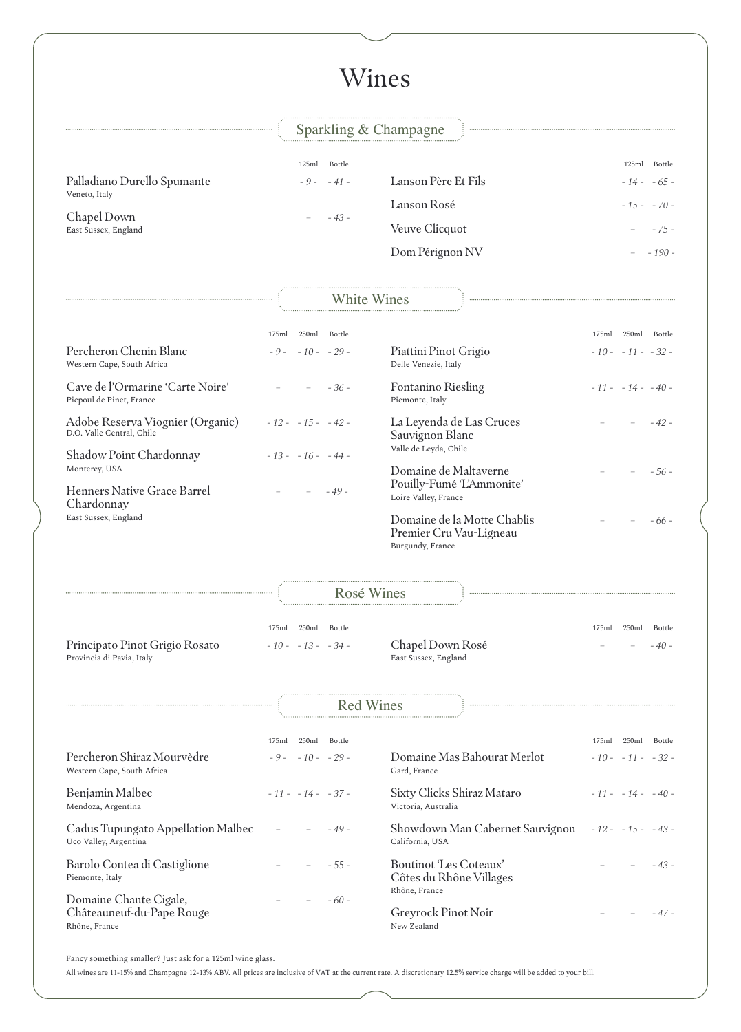# Wines

## Sparkling & Champagne

| Wine | 125ml | Bottle |
|---|---|---|
| Palladiano Durello Spumante<br>Veneto, Italy | - 9 - | - 41 - |
| Chapel Down<br>East Sussex, England | – | - 43 - |
| Lanson Père Et Fils | - 14 - | - 65 - |
| Lanson Rosé | - 15 - | - 70 - |
| Veuve Clicquot | – | - 75 - |
| Dom Pérignon NV | – | - 190 - |

## White Wines

| Wine | 175ml | 250ml | Bottle |
|---|---|---|---|
| Percheron Chenin Blanc<br>Western Cape, South Africa | - 9 - | - 10 - | - 29 - |
| Cave de l'Ormarine 'Carte Noire'<br>Picpoul de Pinet, France | – | – | - 36 - |
| Adobe Reserva Viognier (Organic)<br>D.O. Valle Central, Chile | - 12 - | - 15 - | - 42 - |
| Shadow Point Chardonnay<br>Monterey, USA | - 13 - | - 16 - | - 44 - |
| Henners Native Grace Barrel Chardonnay<br>East Sussex, England | – | – | - 49 - |
| Piattini Pinot Grigio<br>Delle Venezie, Italy | - 10 - | - 11 - | - 32 - |
| Fontanino Riesling<br>Piemonte, Italy | - 11 - | - 14 - | - 40 - |
| La Leyenda de Las Cruces Sauvignon Blanc<br>Valle de Leyda, Chile | – | – | - 42 - |
| Domaine de Maltaverne Pouilly-Fumé 'L'Ammonite'<br>Loire Valley, France | – | – | - 56 - |
| Domaine de la Motte Chablis Premier Cru Vau-Ligneau<br>Burgundy, France | – | – | - 66 - |

## Rosé Wines

| Wine | 175ml | 250ml | Bottle |
|---|---|---|---|
| Principato Pinot Grigio Rosato<br>Provincia di Pavia, Italy | - 10 - | - 13 - | - 34 - |
| Chapel Down Rosé<br>East Sussex, England | – | – | - 40 - |

## Red Wines

| Wine | 175ml | 250ml | Bottle |
|---|---|---|---|
| Percheron Shiraz Mourvèdre<br>Western Cape, South Africa | - 9 - | - 10 - | - 29 - |
| Benjamin Malbec<br>Mendoza, Argentina | - 11 - | - 14 - | - 37 - |
| Cadus Tupungato Appellation Malbec<br>Uco Valley, Argentina | – | – | - 49 - |
| Barolo Contea di Castiglione<br>Piemonte, Italy | – | – | - 55 - |
| Domaine Chante Cigale, Châteauneuf-du-Pape Rouge<br>Rhône, France | – | – | - 60 - |
| Domaine Mas Bahourat Merlot<br>Gard, France | - 10 - | - 11 - | - 32 - |
| Sixty Clicks Shiraz Mataro<br>Victoria, Australia | - 11 - | - 14 - | - 40 - |
| Showdown Man Cabernet Sauvignon<br>California, USA | - 12 - | - 15 - | - 43 - |
| Boutinot 'Les Coteaux' Côtes du Rhône Villages<br>Rhône, France | – | – | - 43 - |
| Greyrock Pinot Noir<br>New Zealand | – | – | - 47 - |

Fancy something smaller? Just ask for a 125ml wine glass.

All wines are 11-15% and Champagne 12-13% ABV. All prices are inclusive of VAT at the current rate. A discretionary 12.5% service charge will be added to your bill.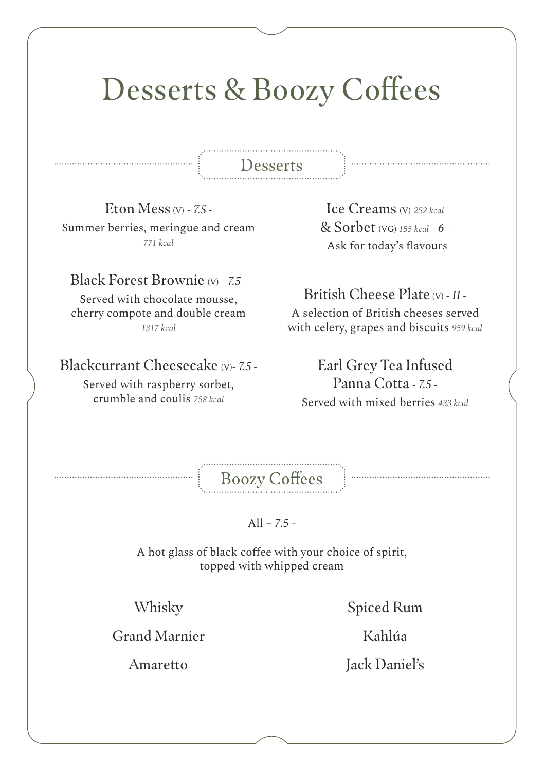# Desserts & Boozy Coffees

## Desserts

Eton Mess (V) - *7.5* -
Summer berries, meringue and cream
*771 kcal*

Black Forest Brownie (V) - *7.5* -
Served with chocolate mousse, cherry compote and double cream
*1317 kcal*

Blackcurrant Cheesecake (V)- *7.5* -
Served with raspberry sorbet, crumble and coulis *758 kcal*

Ice Creams (V) *252 kcal*
& Sorbet (VG) *155 kcal* - *6* -
Ask for today's flavours

British Cheese Plate (V) - *11* -
A selection of British cheeses served with celery, grapes and biscuits *959 kcal*

Earl Grey Tea Infused Panna Cotta - *7.5* -
Served with mixed berries *433 kcal*

## Boozy Coffees

All – *7.5* -

A hot glass of black coffee with your choice of spirit, topped with whipped cream

Whisky

Grand Marnier

Amaretto

Spiced Rum

Kahlúa

Jack Daniel's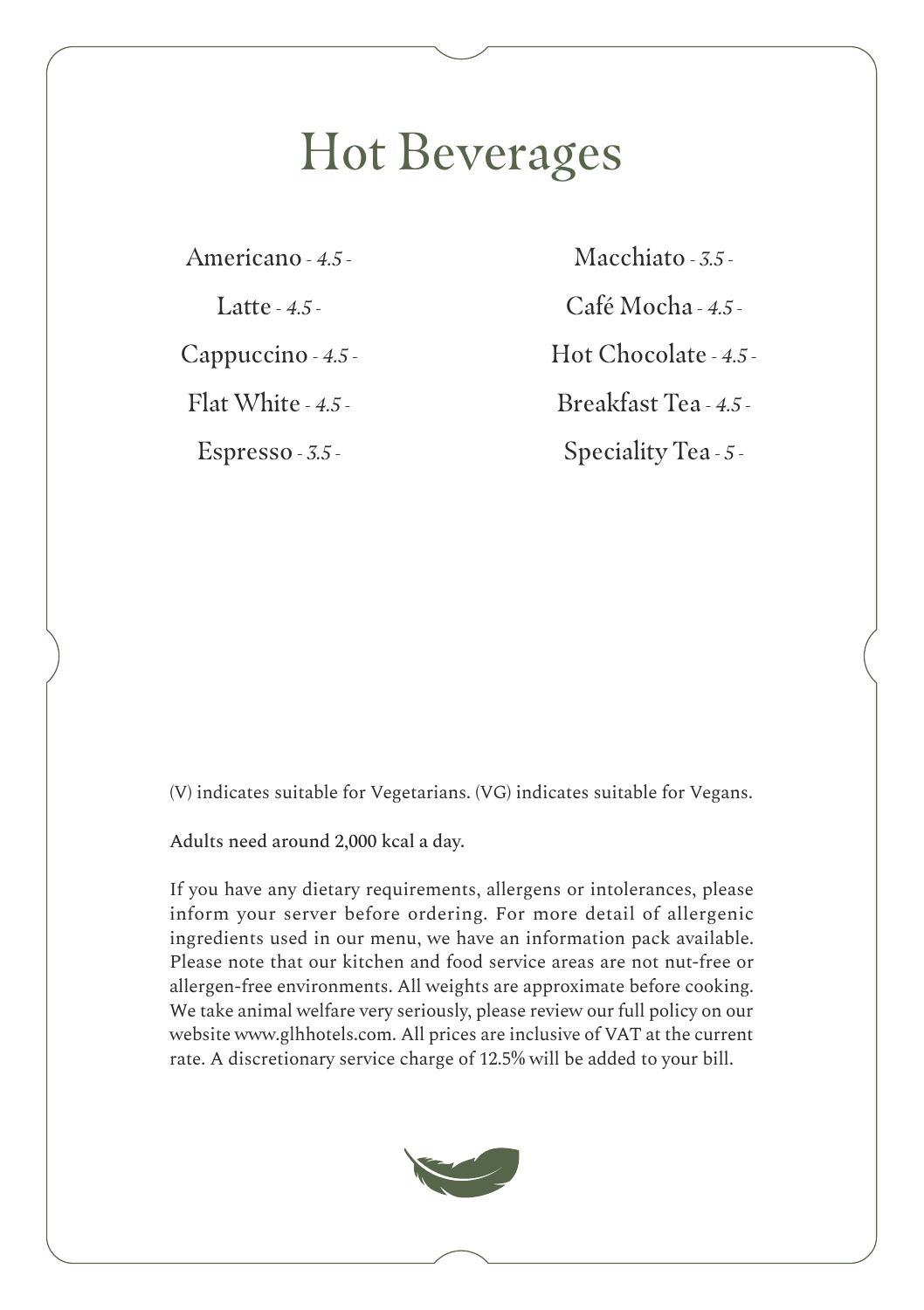# Hot Beverages

Americano - *4.5* -

Latte - *4.5* -

Cappuccino - *4.5* -

Flat White - *4.5* -

Espresso - *3.5* -

Macchiato - *3.5* -

Café Mocha - *4.5* -

Hot Chocolate - *4.5* -

Breakfast Tea - *4.5* -

Speciality Tea - *5* -

(V) indicates suitable for Vegetarians. (VG) indicates suitable for Vegans.

Adults need around 2,000 kcal a day.

If you have any dietary requirements, allergens or intolerances, please inform your server before ordering. For more detail of allergenic ingredients used in our menu, we have an information pack available. Please note that our kitchen and food service areas are not nut-free or allergen-free environments. All weights are approximate before cooking. We take animal welfare very seriously, please review our full policy on our website www.glhhotels.com. All prices are inclusive of VAT at the current rate. A discretionary service charge of 12.5% will be added to your bill.